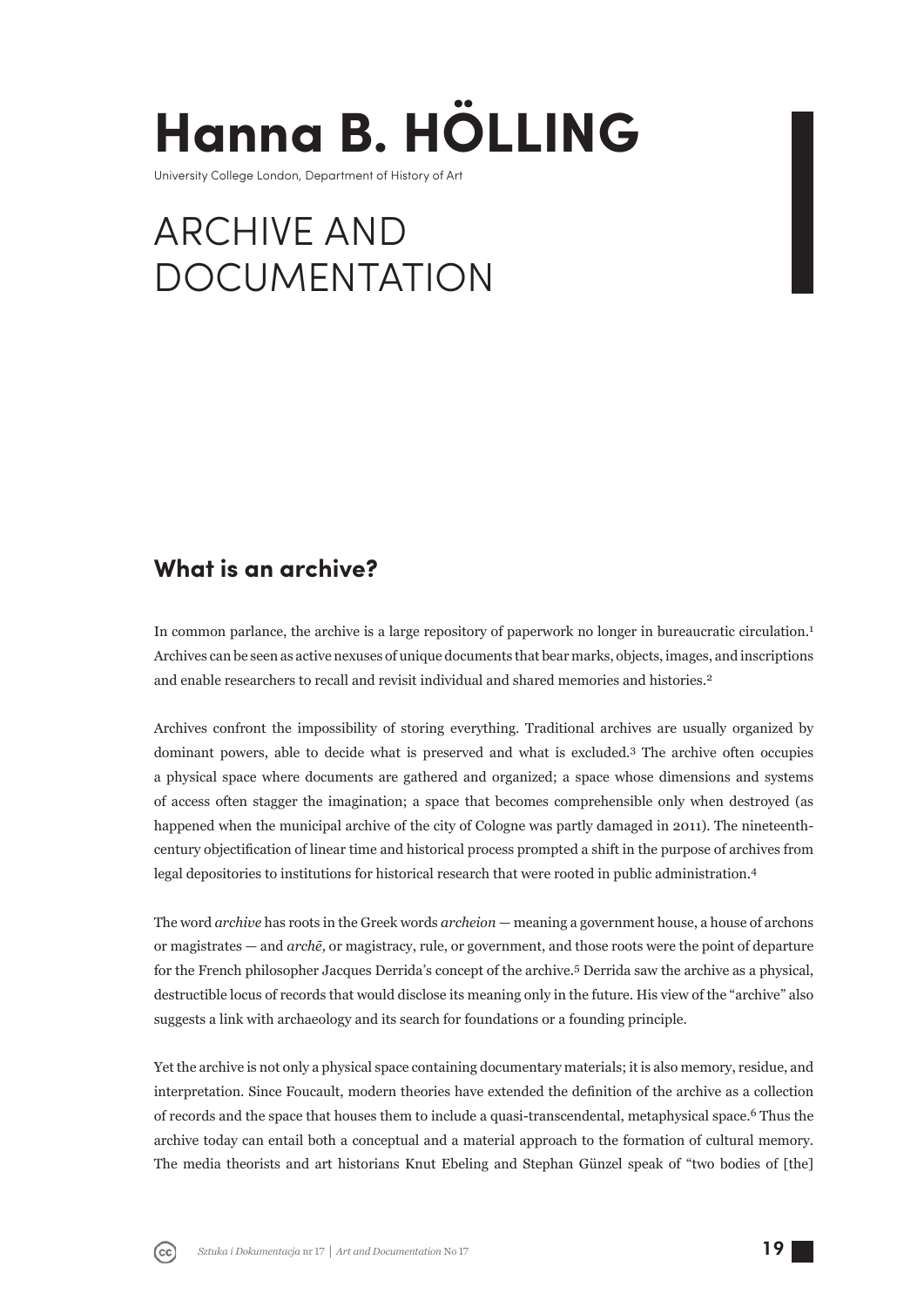# Hanna B. HÖLLING

University College London, Department of History of Art

# ARCHIVE AND DOCUMENTATION

## What is an archive?

In common parlance, the archive is a large repository of paperwork no longer in bureaucratic circulation.[1] Archives can be seen as active nexuses of unique documents that bear marks, objects, images, and inscriptions and enable researchers to recall and revisit individual and shared memories and histories.[2]

Archives confront the impossibility of storing everything. Traditional archives are usually organized by dominant powers, able to decide what is preserved and what is excluded.[3] The archive often occupies a physical space where documents are gathered and organized; a space whose dimensions and systems of access often stagger the imagination; a space that becomes comprehensible only when destroyed (as happened when the municipal archive of the city of Cologne was partly damaged in 2011). The nineteenth-century objectification of linear time and historical process prompted a shift in the purpose of archives from legal depositories to institutions for historical research that were rooted in public administration.[4]

The word *archive* has roots in the Greek words *archeion* — meaning a government house, a house of archons or magistrates — and *archē*, or magistracy, rule, or government, and those roots were the point of departure for the French philosopher Jacques Derrida's concept of the archive.[5] Derrida saw the archive as a physical, destructible locus of records that would disclose its meaning only in the future. His view of the "archive" also suggests a link with archaeology and its search for foundations or a founding principle.

Yet the archive is not only a physical space containing documentary materials; it is also memory, residue, and interpretation. Since Foucault, modern theories have extended the definition of the archive as a collection of records and the space that houses them to include a quasi-transcendental, metaphysical space.[6] Thus the archive today can entail both a conceptual and a material approach to the formation of cultural memory. The media theorists and art historians Knut Ebeling and Stephan Günzel speak of "two bodies of [the]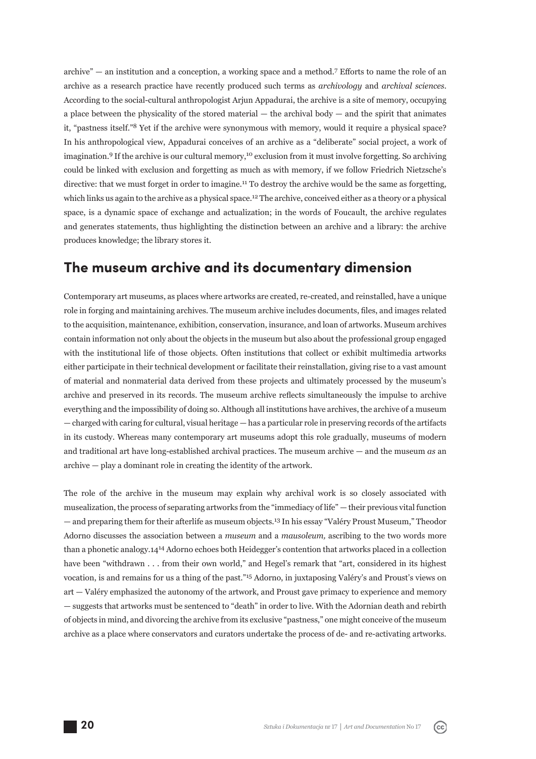archive" — an institution and a conception, a working space and a method.[7] Efforts to name the role of an archive as a research practice have recently produced such terms as *archivology* and *archival sciences*. According to the social-cultural anthropologist Arjun Appadurai, the archive is a site of memory, occupying a place between the physicality of the stored material — the archival body — and the spirit that animates it, "pastness itself."[8] Yet if the archive were synonymous with memory, would it require a physical space? In his anthropological view, Appadurai conceives of an archive as a "deliberate" social project, a work of imagination.[9] If the archive is our cultural memory,[10] exclusion from it must involve forgetting. So archiving could be linked with exclusion and forgetting as much as with memory, if we follow Friedrich Nietzsche's directive: that we must forget in order to imagine.[11] To destroy the archive would be the same as forgetting, which links us again to the archive as a physical space.[12] The archive, conceived either as a theory or a physical space, is a dynamic space of exchange and actualization; in the words of Foucault, the archive regulates and generates statements, thus highlighting the distinction between an archive and a library: the archive produces knowledge; the library stores it.

## The museum archive and its documentary dimension

Contemporary art museums, as places where artworks are created, re-created, and reinstalled, have a unique role in forging and maintaining archives. The museum archive includes documents, files, and images related to the acquisition, maintenance, exhibition, conservation, insurance, and loan of artworks. Museum archives contain information not only about the objects in the museum but also about the professional group engaged with the institutional life of those objects. Often institutions that collect or exhibit multimedia artworks either participate in their technical development or facilitate their reinstallation, giving rise to a vast amount of material and nonmaterial data derived from these projects and ultimately processed by the museum's archive and preserved in its records. The museum archive reflects simultaneously the impulse to archive everything and the impossibility of doing so. Although all institutions have archives, the archive of a museum — charged with caring for cultural, visual heritage — has a particular role in preserving records of the artifacts in its custody. Whereas many contemporary art museums adopt this role gradually, museums of modern and traditional art have long-established archival practices. The museum archive — and the museum *as* an archive — play a dominant role in creating the identity of the artwork.

The role of the archive in the museum may explain why archival work is so closely associated with musealization, the process of separating artworks from the "immediacy of life" — their previous vital function — and preparing them for their afterlife as museum objects.[13] In his essay "Valéry Proust Museum," Theodor Adorno discusses the association between a *museum* and a *mausoleum,* ascribing to the two words more than a phonetic analogy.14[14] Adorno echoes both Heidegger's contention that artworks placed in a collection have been "withdrawn . . . from their own world," and Hegel's remark that "art, considered in its highest vocation, is and remains for us a thing of the past."[15] Adorno, in juxtaposing Valéry's and Proust's views on art — Valéry emphasized the autonomy of the artwork, and Proust gave primacy to experience and memory — suggests that artworks must be sentenced to "death" in order to live. With the Adornian death and rebirth of objects in mind, and divorcing the archive from its exclusive "pastness," one might conceive of the museum archive as a place where conservators and curators undertake the process of de- and re-activating artworks.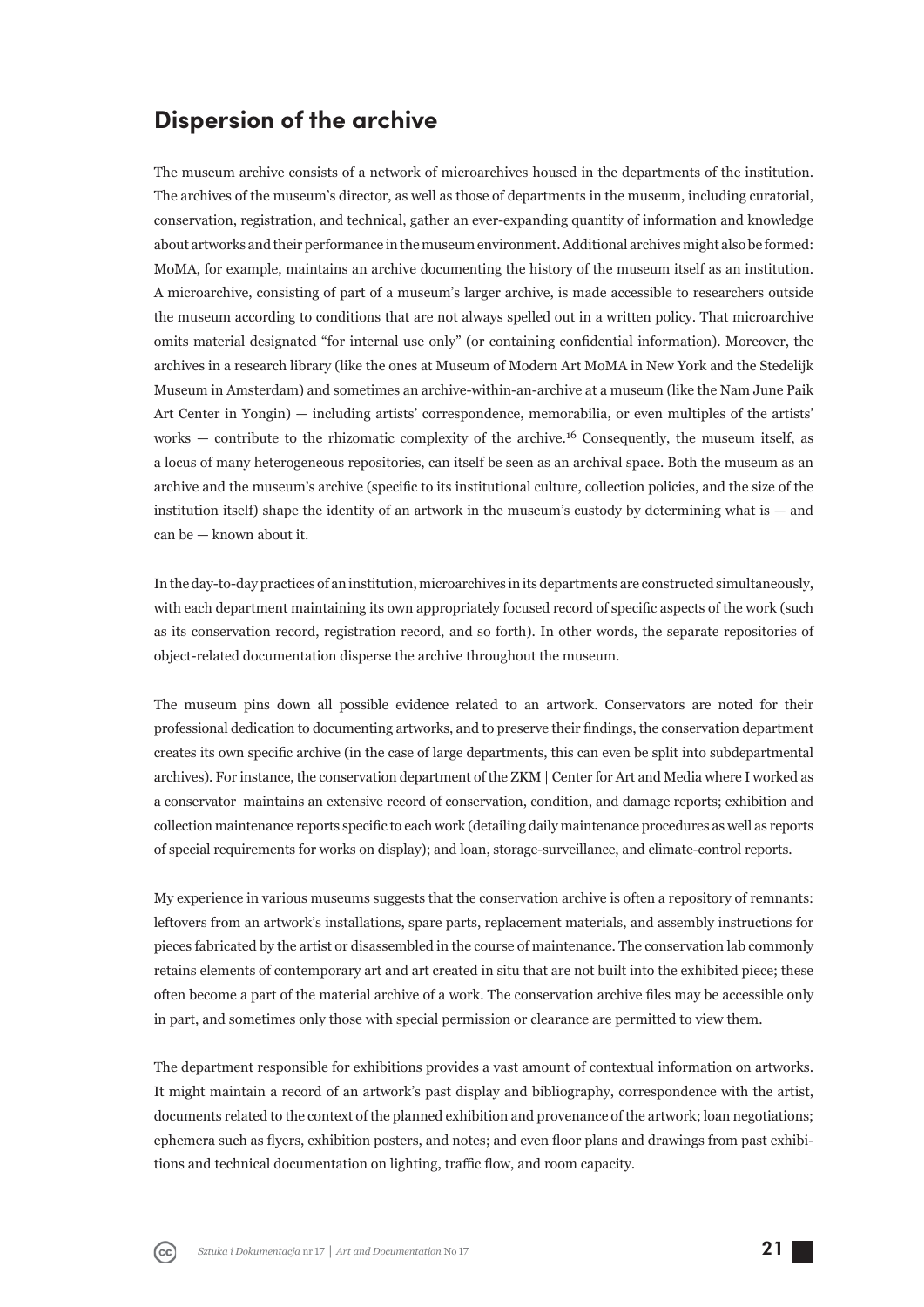## Dispersion of the archive

The museum archive consists of a network of microarchives housed in the departments of the institution. The archives of the museum's director, as well as those of departments in the museum, including curatorial, conservation, registration, and technical, gather an ever-expanding quantity of information and knowledge about artworks and their performance in the museum environment. Additional archives might also be formed: MoMA, for example, maintains an archive documenting the history of the museum itself as an institution. A microarchive, consisting of part of a museum's larger archive, is made accessible to researchers outside the museum according to conditions that are not always spelled out in a written policy. That microarchive omits material designated "for internal use only" (or containing confidential information). Moreover, the archives in a research library (like the ones at Museum of Modern Art MoMA in New York and the Stedelijk Museum in Amsterdam) and sometimes an archive-within-an-archive at a museum (like the Nam June Paik Art Center in Yongin) — including artists' correspondence, memorabilia, or even multiples of the artists' works — contribute to the rhizomatic complexity of the archive.[16] Consequently, the museum itself, as a locus of many heterogeneous repositories, can itself be seen as an archival space. Both the museum as an archive and the museum's archive (specific to its institutional culture, collection policies, and the size of the institution itself) shape the identity of an artwork in the museum's custody by determining what is — and can be — known about it.

In the day-to-day practices of an institution, microarchives in its departments are constructed simultaneously, with each department maintaining its own appropriately focused record of specific aspects of the work (such as its conservation record, registration record, and so forth). In other words, the separate repositories of object-related documentation disperse the archive throughout the museum.

The museum pins down all possible evidence related to an artwork. Conservators are noted for their professional dedication to documenting artworks, and to preserve their findings, the conservation department creates its own specific archive (in the case of large departments, this can even be split into subdepartmental archives). For instance, the conservation department of the ZKM | Center for Art and Media where I worked as a conservator maintains an extensive record of conservation, condition, and damage reports; exhibition and collection maintenance reports specific to each work (detailing daily maintenance procedures as well as reports of special requirements for works on display); and loan, storage-surveillance, and climate-control reports.

My experience in various museums suggests that the conservation archive is often a repository of remnants: leftovers from an artwork's installations, spare parts, replacement materials, and assembly instructions for pieces fabricated by the artist or disassembled in the course of maintenance. The conservation lab commonly retains elements of contemporary art and art created in situ that are not built into the exhibited piece; these often become a part of the material archive of a work. The conservation archive files may be accessible only in part, and sometimes only those with special permission or clearance are permitted to view them.

The department responsible for exhibitions provides a vast amount of contextual information on artworks. It might maintain a record of an artwork's past display and bibliography, correspondence with the artist, documents related to the context of the planned exhibition and provenance of the artwork; loan negotiations; ephemera such as flyers, exhibition posters, and notes; and even floor plans and drawings from past exhibitions and technical documentation on lighting, traffic flow, and room capacity.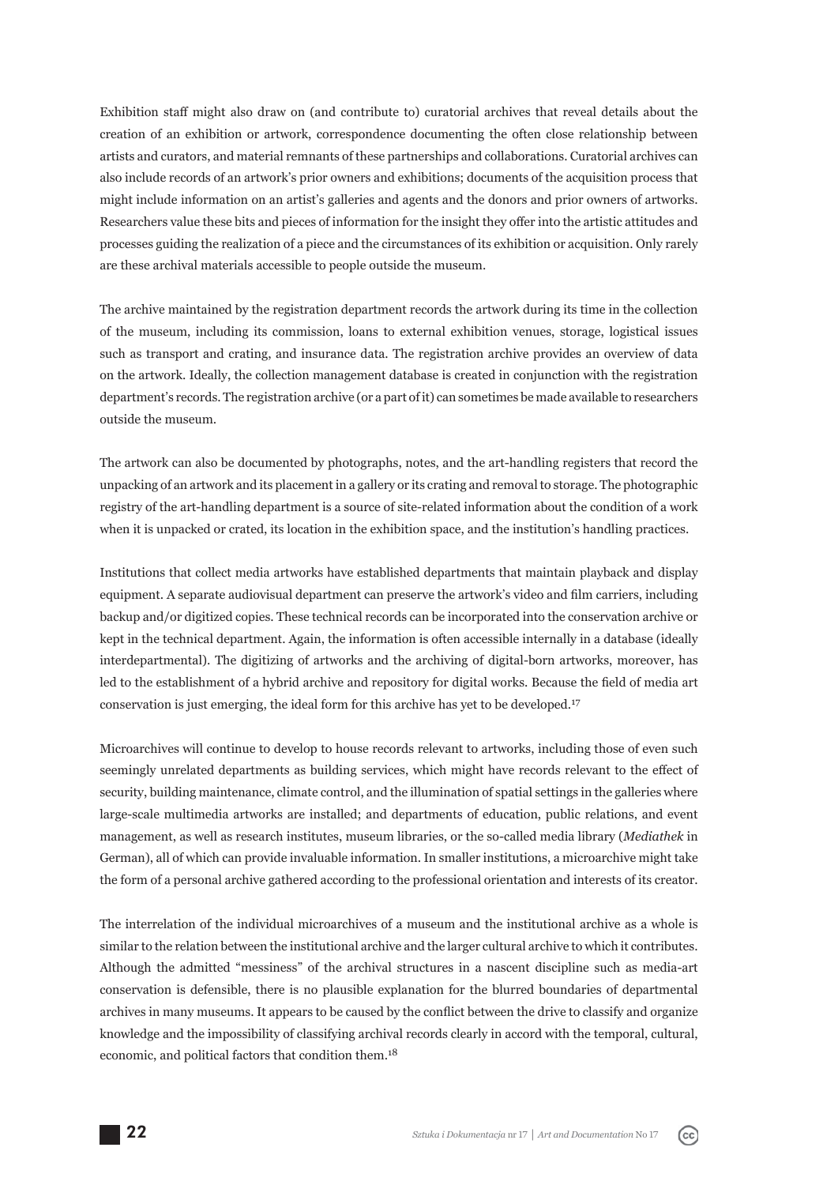Exhibition staff might also draw on (and contribute to) curatorial archives that reveal details about the creation of an exhibition or artwork, correspondence documenting the often close relationship between artists and curators, and material remnants of these partnerships and collaborations. Curatorial archives can also include records of an artwork's prior owners and exhibitions; documents of the acquisition process that might include information on an artist's galleries and agents and the donors and prior owners of artworks. Researchers value these bits and pieces of information for the insight they offer into the artistic attitudes and processes guiding the realization of a piece and the circumstances of its exhibition or acquisition. Only rarely are these archival materials accessible to people outside the museum.

The archive maintained by the registration department records the artwork during its time in the collection of the museum, including its commission, loans to external exhibition venues, storage, logistical issues such as transport and crating, and insurance data. The registration archive provides an overview of data on the artwork. Ideally, the collection management database is created in conjunction with the registration department's records. The registration archive (or a part of it) can sometimes be made available to researchers outside the museum.

The artwork can also be documented by photographs, notes, and the art-handling registers that record the unpacking of an artwork and its placement in a gallery or its crating and removal to storage. The photographic registry of the art-handling department is a source of site-related information about the condition of a work when it is unpacked or crated, its location in the exhibition space, and the institution's handling practices.

Institutions that collect media artworks have established departments that maintain playback and display equipment. A separate audiovisual department can preserve the artwork's video and film carriers, including backup and/or digitized copies. These technical records can be incorporated into the conservation archive or kept in the technical department. Again, the information is often accessible internally in a database (ideally interdepartmental). The digitizing of artworks and the archiving of digital-born artworks, moreover, has led to the establishment of a hybrid archive and repository for digital works. Because the field of media art conservation is just emerging, the ideal form for this archive has yet to be developed.[17]

Microarchives will continue to develop to house records relevant to artworks, including those of even such seemingly unrelated departments as building services, which might have records relevant to the effect of security, building maintenance, climate control, and the illumination of spatial settings in the galleries where large-scale multimedia artworks are installed; and departments of education, public relations, and event management, as well as research institutes, museum libraries, or the so-called media library (*Mediathek* in German), all of which can provide invaluable information. In smaller institutions, a microarchive might take the form of a personal archive gathered according to the professional orientation and interests of its creator.

The interrelation of the individual microarchives of a museum and the institutional archive as a whole is similar to the relation between the institutional archive and the larger cultural archive to which it contributes. Although the admitted "messiness" of the archival structures in a nascent discipline such as media-art conservation is defensible, there is no plausible explanation for the blurred boundaries of departmental archives in many museums. It appears to be caused by the conflict between the drive to classify and organize knowledge and the impossibility of classifying archival records clearly in accord with the temporal, cultural, economic, and political factors that condition them.[18]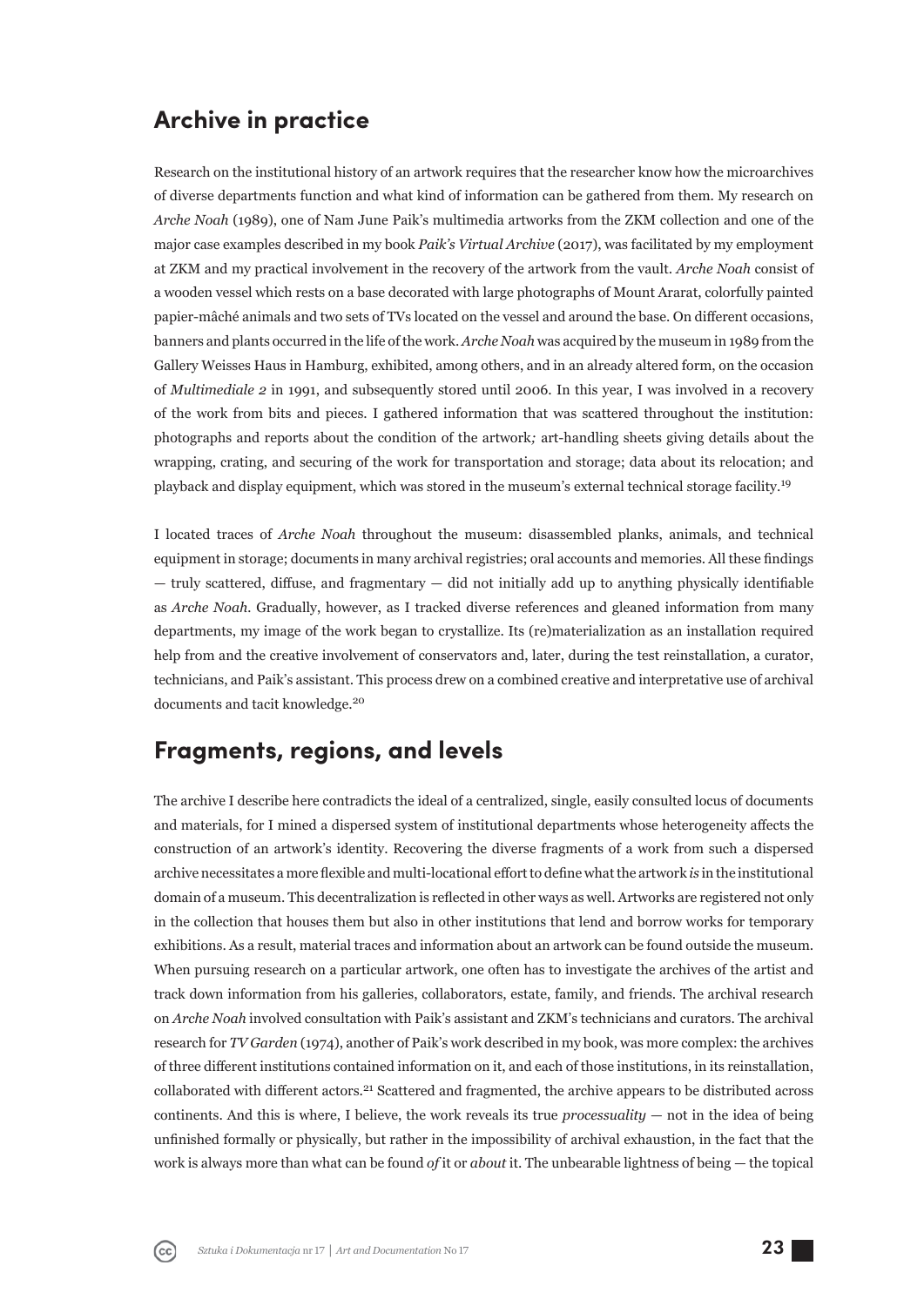## Archive in practice

Research on the institutional history of an artwork requires that the researcher know how the microarchives of diverse departments function and what kind of information can be gathered from them. My research on *Arche Noah* (1989), one of Nam June Paik's multimedia artworks from the ZKM collection and one of the major case examples described in my book *Paik's Virtual Archive* (2017), was facilitated by my employment at ZKM and my practical involvement in the recovery of the artwork from the vault. *Arche Noah* consist of a wooden vessel which rests on a base decorated with large photographs of Mount Ararat, colorfully painted papier-mâché animals and two sets of TVs located on the vessel and around the base. On different occasions, banners and plants occurred in the life of the work. *Arche Noah* was acquired by the museum in 1989 from the Gallery Weisses Haus in Hamburg, exhibited, among others, and in an already altered form, on the occasion of *Multimediale 2* in 1991, and subsequently stored until 2006. In this year, I was involved in a recovery of the work from bits and pieces. I gathered information that was scattered throughout the institution: photographs and reports about the condition of the artwork*;* art-handling sheets giving details about the wrapping, crating, and securing of the work for transportation and storage; data about its relocation; and playback and display equipment, which was stored in the museum's external technical storage facility.[19]

I located traces of *Arche Noah* throughout the museum: disassembled planks, animals, and technical equipment in storage; documents in many archival registries; oral accounts and memories. All these findings — truly scattered, diffuse, and fragmentary — did not initially add up to anything physically identifiable as *Arche Noah*. Gradually, however, as I tracked diverse references and gleaned information from many departments, my image of the work began to crystallize. Its (re)materialization as an installation required help from and the creative involvement of conservators and, later, during the test reinstallation, a curator, technicians, and Paik's assistant. This process drew on a combined creative and interpretative use of archival documents and tacit knowledge.[20]

## Fragments, regions, and levels

The archive I describe here contradicts the ideal of a centralized, single, easily consulted locus of documents and materials, for I mined a dispersed system of institutional departments whose heterogeneity affects the construction of an artwork's identity. Recovering the diverse fragments of a work from such a dispersed archive necessitates a more flexible and multi-locational effort to define what the artwork *is* in the institutional domain of a museum. This decentralization is reflected in other ways as well. Artworks are registered not only in the collection that houses them but also in other institutions that lend and borrow works for temporary exhibitions. As a result, material traces and information about an artwork can be found outside the museum. When pursuing research on a particular artwork, one often has to investigate the archives of the artist and track down information from his galleries, collaborators, estate, family, and friends. The archival research on *Arche Noah* involved consultation with Paik's assistant and ZKM's technicians and curators. The archival research for *TV Garden* (1974), another of Paik's work described in my book, was more complex: the archives of three different institutions contained information on it, and each of those institutions, in its reinstallation, collaborated with different actors.[21] Scattered and fragmented, the archive appears to be distributed across continents. And this is where, I believe, the work reveals its true *processuality* — not in the idea of being unfinished formally or physically, but rather in the impossibility of archival exhaustion, in the fact that the work is always more than what can be found *of* it or *about* it. The unbearable lightness of being — the topical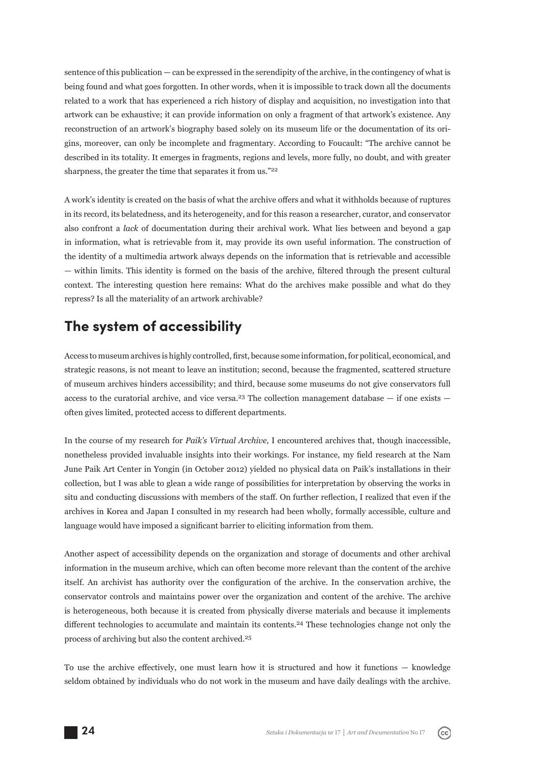sentence of this publication — can be expressed in the serendipity of the archive, in the contingency of what is being found and what goes forgotten. In other words, when it is impossible to track down all the documents related to a work that has experienced a rich history of display and acquisition, no investigation into that artwork can be exhaustive; it can provide information on only a fragment of that artwork's existence. Any reconstruction of an artwork's biography based solely on its museum life or the documentation of its origins, moreover, can only be incomplete and fragmentary. According to Foucault: "The archive cannot be described in its totality. It emerges in fragments, regions and levels, more fully, no doubt, and with greater sharpness, the greater the time that separates it from us."[22]

A work's identity is created on the basis of what the archive offers and what it withholds because of ruptures in its record, its belatedness, and its heterogeneity, and for this reason a researcher, curator, and conservator also confront a *lack* of documentation during their archival work. What lies between and beyond a gap in information, what is retrievable from it, may provide its own useful information. The construction of the identity of a multimedia artwork always depends on the information that is retrievable and accessible — within limits. This identity is formed on the basis of the archive, filtered through the present cultural context. The interesting question here remains: What do the archives make possible and what do they repress? Is all the materiality of an artwork archivable?

## The system of accessibility

Access to museum archives is highly controlled, first, because some information, for political, economical, and strategic reasons, is not meant to leave an institution; second, because the fragmented, scattered structure of museum archives hinders accessibility; and third, because some museums do not give conservators full access to the curatorial archive, and vice versa.[23] The collection management database — if one exists — often gives limited, protected access to different departments.

In the course of my research for *Paik's Virtual Archive,* I encountered archives that, though inaccessible, nonetheless provided invaluable insights into their workings. For instance, my field research at the Nam June Paik Art Center in Yongin (in October 2012) yielded no physical data on Paik's installations in their collection, but I was able to glean a wide range of possibilities for interpretation by observing the works in situ and conducting discussions with members of the staff. On further reflection, I realized that even if the archives in Korea and Japan I consulted in my research had been wholly, formally accessible, culture and language would have imposed a significant barrier to eliciting information from them.

Another aspect of accessibility depends on the organization and storage of documents and other archival information in the museum archive, which can often become more relevant than the content of the archive itself. An archivist has authority over the configuration of the archive. In the conservation archive, the conservator controls and maintains power over the organization and content of the archive. The archive is heterogeneous, both because it is created from physically diverse materials and because it implements different technologies to accumulate and maintain its contents.[24] These technologies change not only the process of archiving but also the content archived.[25]

To use the archive effectively, one must learn how it is structured and how it functions — knowledge seldom obtained by individuals who do not work in the museum and have daily dealings with the archive.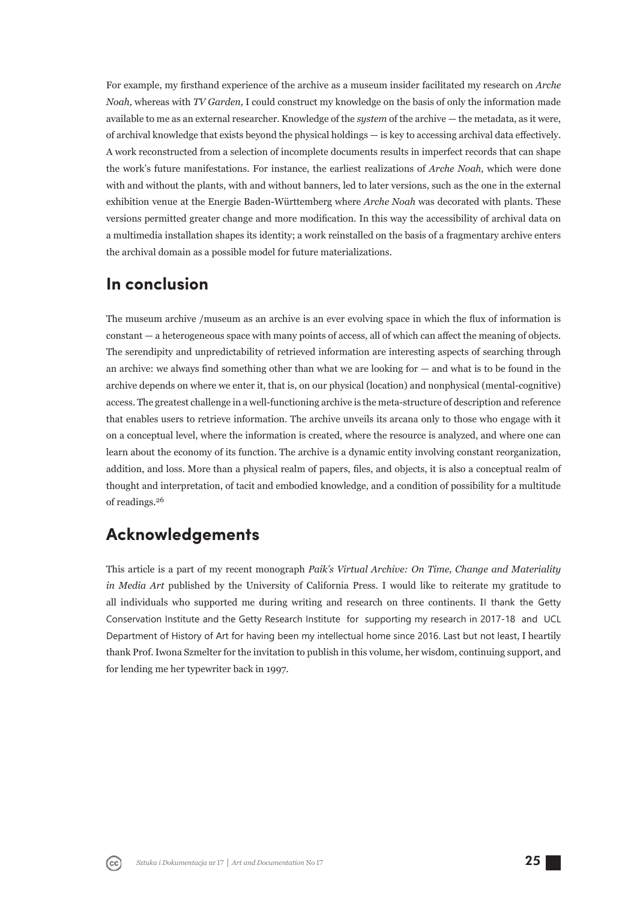For example, my firsthand experience of the archive as a museum insider facilitated my research on *Arche Noah,* whereas with *TV Garden,* I could construct my knowledge on the basis of only the information made available to me as an external researcher. Knowledge of the *system* of the archive — the metadata, as it were, of archival knowledge that exists beyond the physical holdings — is key to accessing archival data effectively. A work reconstructed from a selection of incomplete documents results in imperfect records that can shape the work's future manifestations. For instance, the earliest realizations of *Arche Noah,* which were done with and without the plants, with and without banners, led to later versions, such as the one in the external exhibition venue at the Energie Baden-Württemberg where *Arche Noah* was decorated with plants. These versions permitted greater change and more modification. In this way the accessibility of archival data on a multimedia installation shapes its identity; a work reinstalled on the basis of a fragmentary archive enters the archival domain as a possible model for future materializations.

## In conclusion

The museum archive /museum as an archive is an ever evolving space in which the flux of information is constant — a heterogeneous space with many points of access, all of which can affect the meaning of objects. The serendipity and unpredictability of retrieved information are interesting aspects of searching through an archive: we always find something other than what we are looking for — and what is to be found in the archive depends on where we enter it, that is, on our physical (location) and nonphysical (mental-cognitive) access. The greatest challenge in a well-functioning archive is the meta-structure of description and reference that enables users to retrieve information. The archive unveils its arcana only to those who engage with it on a conceptual level, where the information is created, where the resource is analyzed, and where one can learn about the economy of its function. The archive is a dynamic entity involving constant reorganization, addition, and loss. More than a physical realm of papers, files, and objects, it is also a conceptual realm of thought and interpretation, of tacit and embodied knowledge, and a condition of possibility for a multitude of readings.[26]

## Acknowledgements

This article is a part of my recent monograph *Paik's Virtual Archive: On Time, Change and Materiality in Media Art* published by the University of California Press. I would like to reiterate my gratitude to all individuals who supported me during writing and research on three continents. II thank the Getty Conservation Institute and the Getty Research Institute for supporting my research in 2017-18 and UCL Department of History of Art for having been my intellectual home since 2016. Last but not least, I heartily thank Prof. Iwona Szmelter for the invitation to publish in this volume, her wisdom, continuing support, and for lending me her typewriter back in 1997.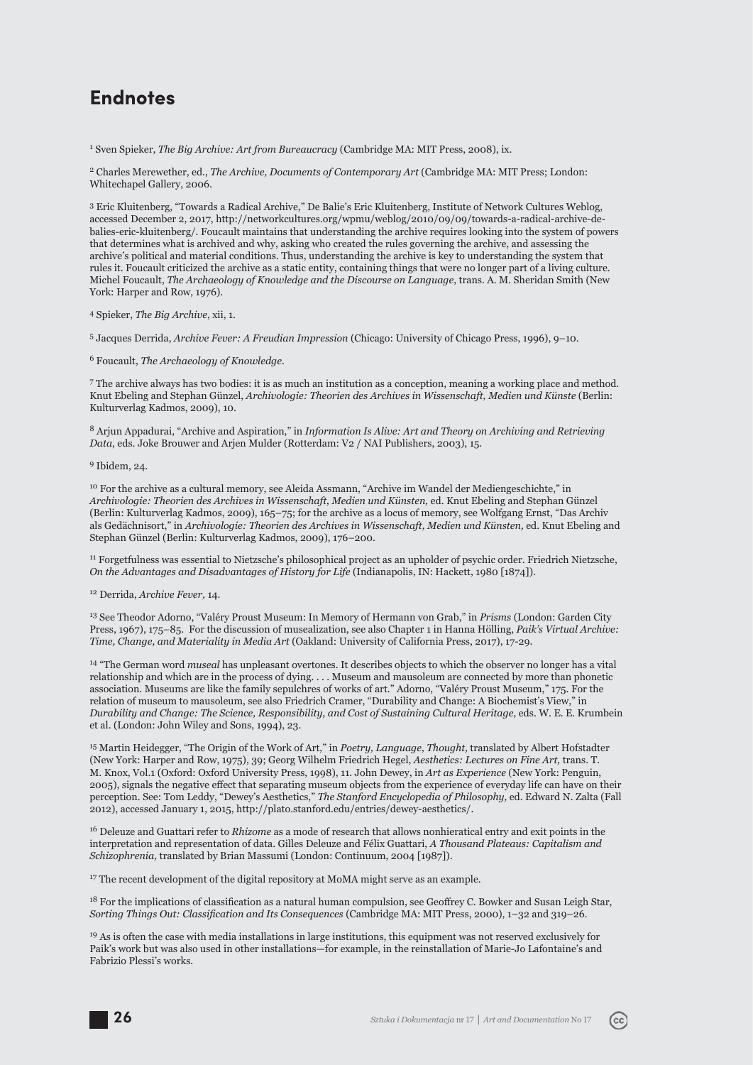## Endnotes

[1] Sven Spieker, *The Big Archive: Art from Bureaucracy* (Cambridge MA: MIT Press, 2008), ix.

[2] Charles Merewether, ed., *The Archive, Documents of Contemporary Art* (Cambridge MA: MIT Press; London: Whitechapel Gallery, 2006.

[3] Eric Kluitenberg, "Towards a Radical Archive," De Balie's Eric Kluitenberg, Institute of Network Cultures Weblog, accessed December 2, 2017, http://networkcultures.org/wpmu/weblog/2010/09/09/towards-a-radical-archive-de-balies-eric-kluitenberg/. Foucault maintains that understanding the archive requires looking into the system of powers that determines what is archived and why, asking who created the rules governing the archive, and assessing the archive's political and material conditions. Thus, understanding the archive is key to understanding the system that rules it. Foucault criticized the archive as a static entity, containing things that were no longer part of a living culture. Michel Foucault, *The Archaeology of Knowledge and the Discourse on Language*, trans. A. M. Sheridan Smith (New York: Harper and Row, 1976).

[4] Spieker, *The Big Archive*, xii, 1.

[5] Jacques Derrida, *Archive Fever: A Freudian Impression* (Chicago: University of Chicago Press, 1996), 9–10.

[6] Foucault, *The Archaeology of Knowledge*.

[7] The archive always has two bodies: it is as much an institution as a conception, meaning a working place and method. Knut Ebeling and Stephan Günzel, *Archivologie: Theorien des Archives in Wissenschaft, Medien und Künste* (Berlin: Kulturverlag Kadmos, 2009), 10.

[8] Arjun Appadurai, "Archive and Aspiration," in *Information Is Alive: Art and Theory on Archiving and Retrieving Data*, eds. Joke Brouwer and Arjen Mulder (Rotterdam: V2 / NAI Publishers, 2003), 15.

[9] Ibidem, 24.

[10] For the archive as a cultural memory, see Aleida Assmann, "Archive im Wandel der Mediengeschichte," in *Archivologie: Theorien des Archives in Wissenschaft, Medien und Künsten,* ed. Knut Ebeling and Stephan Günzel (Berlin: Kulturverlag Kadmos, 2009), 165–75; for the archive as a locus of memory, see Wolfgang Ernst, "Das Archiv als Gedächnisort," in *Archivologie: Theorien des Archives in Wissenschaft, Medien und Künsten,* ed. Knut Ebeling and Stephan Günzel (Berlin: Kulturverlag Kadmos, 2009), 176–200.

[11] Forgetfulness was essential to Nietzsche's philosophical project as an upholder of psychic order. Friedrich Nietzsche, *On the Advantages and Disadvantages of History for Life* (Indianapolis, IN: Hackett, 1980 [1874]).

[12] Derrida, *Archive Fever,* 14.

[13] See Theodor Adorno, "Valéry Proust Museum: In Memory of Hermann von Grab," in *Prisms* (London: Garden City Press, 1967), 175–85. For the discussion of musealization, see also Chapter 1 in Hanna Hölling, *Paik's Virtual Archive: Time, Change, and Materiality in Media Art* (Oakland: University of California Press, 2017), 17-29.

[14] "The German word *museal* has unpleasant overtones. It describes objects to which the observer no longer has a vital relationship and which are in the process of dying. . . . Museum and mausoleum are connected by more than phonetic association. Museums are like the family sepulchres of works of art." Adorno, "Valéry Proust Museum," 175. For the relation of museum to mausoleum, see also Friedrich Cramer, "Durability and Change: A Biochemist's View," in *Durability and Change: The Science, Responsibility, and Cost of Sustaining Cultural Heritage,* eds. W. E. E. Krumbein et al. (London: John Wiley and Sons, 1994), 23.

[15] Martin Heidegger, "The Origin of the Work of Art," in *Poetry, Language, Thought,* translated by Albert Hofstadter (New York: Harper and Row, 1975), 39; Georg Wilhelm Friedrich Hegel, *Aesthetics: Lectures on Fine Art,* trans. T. M. Knox, Vol.1 (Oxford: Oxford University Press, 1998), 11. John Dewey, in *Art as Experience* (New York: Penguin, 2005), signals the negative effect that separating museum objects from the experience of everyday life can have on their perception. See: Tom Leddy, "Dewey's Aesthetics," *The Stanford Encyclopedia of Philosophy,* ed. Edward N. Zalta (Fall 2012), accessed January 1, 2015, http://plato.stanford.edu/entries/dewey-aesthetics/.

[16] Deleuze and Guattari refer to *Rhizome* as a mode of research that allows nonhierarchical entry and exit points in the interpretation and representation of data. Gilles Deleuze and Félix Guattari, *A Thousand Plateaus: Capitalism and Schizophrenia,* translated by Brian Massumi (London: Continuum, 2004 [1987]).

[17] The recent development of the digital repository at MoMA might serve as an example.

[18] For the implications of classification as a natural human compulsion, see Geoffrey C. Bowker and Susan Leigh Star, *Sorting Things Out: Classification and Its Consequences* (Cambridge MA: MIT Press, 2000), 1–32 and 319–26.

[19] As is often the case with media installations in large institutions, this equipment was not reserved exclusively for Paik's work but was also used in other installations—for example, in the reinstallation of Marie-Jo Lafontaine's and Fabrizio Plessi's works.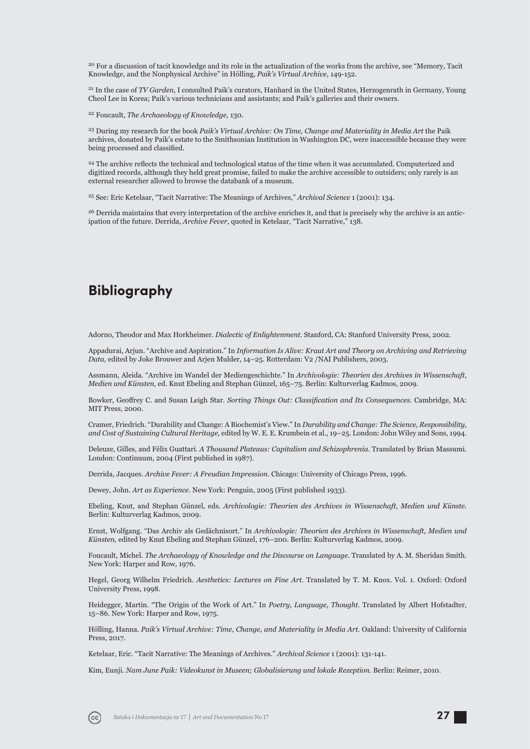[20] For a discussion of tacit knowledge and its role in the actualization of the works from the archive, see "Memory, Tacit Knowledge, and the Nonphysical Archive" in Hölling, *Paik's Virtual Archive,* 149-152.

[21] In the case of *TV Garden,* I consulted Paik's curators, Hanhard in the United States, Herzogenrath in Germany, Young Cheol Lee in Korea; Paik's various technicians and assistants; and Paik's galleries and their owners.

[22] Foucault, *The Archaeology of Knowledge,* 130.

[23] During my research for the book *Paik's Virtual Archive: On Time, Change and Materiality in Media Art* the Paik archives, donated by Paik's estate to the Smithsonian Institution in Washington DC, were inaccessible because they were being processed and classified.

[24] The archive reflects the technical and technological status of the time when it was accumulated. Computerized and digitized records, although they held great promise, failed to make the archive accessible to outsiders; only rarely is an external researcher allowed to browse the databank of a museum.

[25] See: Eric Ketelaar, "Tacit Narrative: The Meanings of Archives," *Archival Science* 1 (2001): 134.

[26] Derrida maintains that every interpretation of the archive enriches it, and that is precisely why the archive is an anticipation of the future. Derrida, *Archive Fever,* quoted in Ketelaar, "Tacit Narrative," 138.

## Bibliography

Adorno, Theodor and Max Horkheimer. *Dialectic of Enlightenment.* Stanford, CA: Stanford University Press, 2002.

Appadurai, Arjun. "Archive and Aspiration." In *Information Is Alive: Kraut Art and Theory on Archiving and Retrieving Data,* edited by Joke Brouwer and Arjen Mulder, 14–25. Rotterdam: V2 /NAI Publishers, 2003.

Assmann, Aleida. "Archive im Wandel der Mediengeschichte." In *Archivologie: Theorien des Archives in Wissenschaft, Medien und Künsten,* ed. Knut Ebeling and Stephan Günzel, 165–75. Berlin: Kulturverlag Kadmos, 2009.

Bowker, Geoffrey C. and Susan Leigh Star. *Sorting Things Out: Classification and Its Consequences.* Cambridge, MA: MIT Press, 2000.

Cramer, Friedrich. "Durability and Change: A Biochemist's View." In *Durability and Change: The Science, Responsibility, and Cost of Sustaining Cultural Heritage,* edited by W. E. E. Krumbein et al., 19–25. London: John Wiley and Sons, 1994.

Deleuze, Gilles, and Félix Guattari. *A Thousand Plateaus: Capitalism and Schizophrenia.* Translated by Brian Massumi. London: Continuum, 2004 (First published in 1987).

Derrida, Jacques. *Archive Fever: A Freudian Impression.* Chicago: University of Chicago Press, 1996.

Dewey, John. *Art as Experience.* New York: Penguin, 2005 (First published 1933).

Ebeling, Knut, and Stephan Günzel, eds. *Archivologie: Theorien des Archives in Wissenschaft, Medien und Künste.* Berlin: Kulturverlag Kadmos, 2009.

Ernst, Wolfgang. "Das Archiv als Gedächnisort." In *Archivologie: Theorien des Archives in Wissenschaft, Medien und Künsten,* edited by Knut Ebeling and Stephan Günzel, 176–200. Berlin: Kulturverlag Kadmos, 2009.

Foucault, Michel. *The Archaeology of Knowledge and the Discourse on Language.* Translated by A. M. Sheridan Smith. New York: Harper and Row, 1976.

Hegel, Georg Wilhelm Friedrich. *Aesthetics: Lectures on Fine Art.* Translated by T. M. Knox. Vol. 1. Oxford: Oxford University Press, 1998.

Heidegger, Martin. "The Origin of the Work of Art." In *Poetry, Language, Thought.* Translated by Albert Hofstadter, 15–86. New York: Harper and Row, 1975.

Hölling, Hanna. *Paik's Virtual Archive: Time, Change, and Materiality in Media Art.* Oakland: University of California Press, 2017.

Ketelaar, Eric. "Tacit Narrative: The Meanings of Archives." *Archival Science* 1 (2001): 131-141.

Kim, Eunji. *Nam June Paik: Videokunst in Museen; Globalisierung und lokale Rezeption.* Berlin: Reimer, 2010.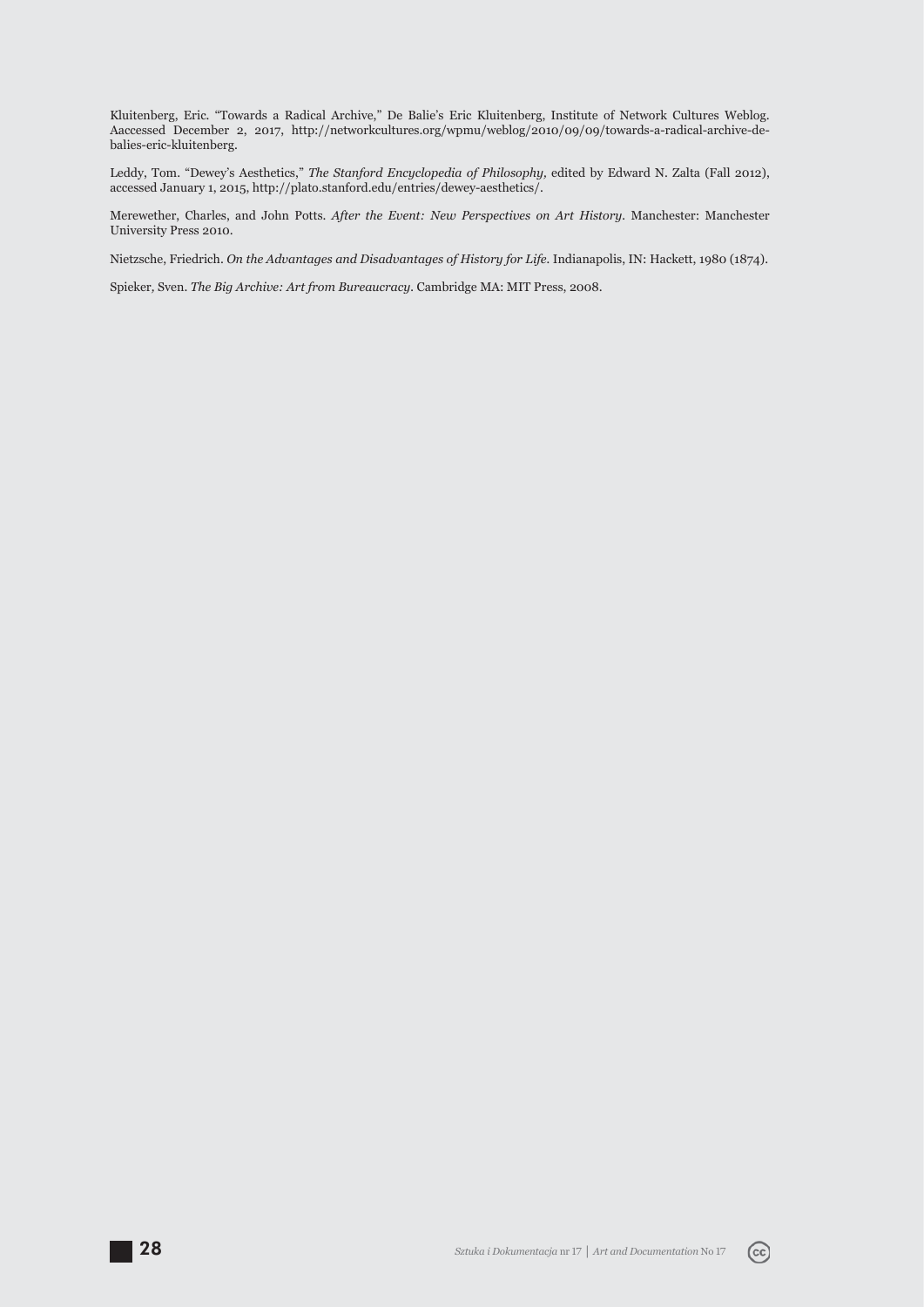Kluitenberg, Eric. "Towards a Radical Archive," De Balie's Eric Kluitenberg, Institute of Network Cultures Weblog. Aaccessed December 2, 2017, http://networkcultures.org/wpmu/weblog/2010/09/09/towards-a-radical-archive-de-balies-eric-kluitenberg.

Leddy, Tom. "Dewey's Aesthetics," *The Stanford Encyclopedia of Philosophy*, edited by Edward N. Zalta (Fall 2012), accessed January 1, 2015, http://plato.stanford.edu/entries/dewey-aesthetics/.

Merewether, Charles, and John Potts. *After the Event: New Perspectives on Art History*. Manchester: Manchester University Press 2010.

Nietzsche, Friedrich. *On the Advantages and Disadvantages of History for Life*. Indianapolis, IN: Hackett, 1980 (1874).

Spieker, Sven. *The Big Archive: Art from Bureaucracy*. Cambridge MA: MIT Press, 2008.